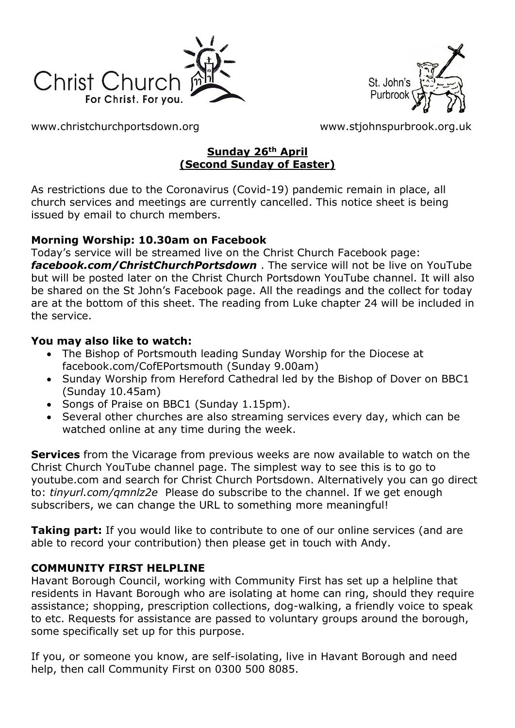Christ Church
For Christ. For you.

St. John's Purbrook

www.christchurchportsdown.org www.stjohnspurbrook.org.uk

## Sunday 26th April (Second Sunday of Easter)

As restrictions due to the Coronavirus (Covid-19) pandemic remain in place, all church services and meetings are currently cancelled. This notice sheet is being issued by email to church members.

**Morning Worship: 10.30am on Facebook**

Today's service will be streamed live on the Christ Church Facebook page: ***facebook.com/ChristChurchPortsdown*** . The service will not be live on YouTube but will be posted later on the Christ Church Portsdown YouTube channel. It will also be shared on the St John's Facebook page. All the readings and the collect for today are at the bottom of this sheet. The reading from Luke chapter 24 will be included in the service.

**You may also like to watch:**

- The Bishop of Portsmouth leading Sunday Worship for the Diocese at facebook.com/CofEPortsmouth (Sunday 9.00am)
- Sunday Worship from Hereford Cathedral led by the Bishop of Dover on BBC1 (Sunday 10.45am)
- Songs of Praise on BBC1 (Sunday 1.15pm).
- Several other churches are also streaming services every day, which can be watched online at any time during the week.

**Services** from the Vicarage from previous weeks are now available to watch on the Christ Church YouTube channel page. The simplest way to see this is to go to youtube.com and search for Christ Church Portsdown. Alternatively you can go direct to: *tinyurl.com/qmnlz2e* Please do subscribe to the channel. If we get enough subscribers, we can change the URL to something more meaningful!

**Taking part:** If you would like to contribute to one of our online services (and are able to record your contribution) then please get in touch with Andy.

**COMMUNITY FIRST HELPLINE**

Havant Borough Council, working with Community First has set up a helpline that residents in Havant Borough who are isolating at home can ring, should they require assistance; shopping, prescription collections, dog-walking, a friendly voice to speak to etc. Requests for assistance are passed to voluntary groups around the borough, some specifically set up for this purpose.

If you, or someone you know, are self-isolating, live in Havant Borough and need help, then call Community First on 0300 500 8085.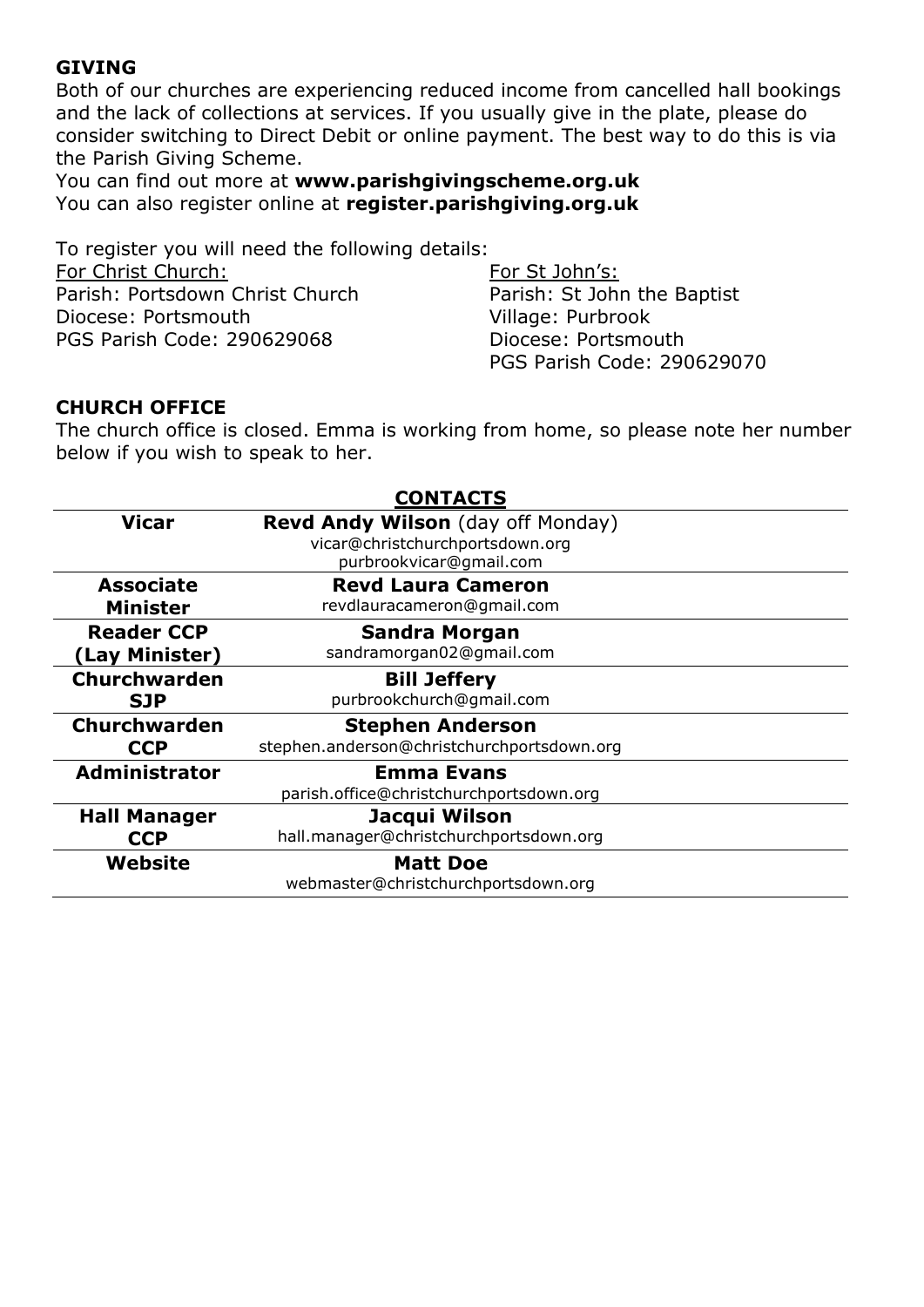## GIVING

Both of our churches are experiencing reduced income from cancelled hall bookings and the lack of collections at services. If you usually give in the plate, please do consider switching to Direct Debit or online payment. The best way to do this is via the Parish Giving Scheme.

You can find out more at **www.parishgivingscheme.org.uk**
You can also register online at **register.parishgiving.org.uk**

To register you will need the following details:

For Christ Church:
Parish: Portsdown Christ Church
Diocese: Portsmouth
PGS Parish Code: 290629068

For St John's:
Parish: St John the Baptist
Village: Purbrook
Diocese: Portsmouth
PGS Parish Code: 290629070

## CHURCH OFFICE

The church office is closed. Emma is working from home, so please note her number below if you wish to speak to her.

## CONTACTS

| | |
|---|---|
| **Vicar** | **Revd Andy Wilson** (day off Monday)<br>vicar@christchurchportsdown.org<br>purbrookvicar@gmail.com |
| **Associate Minister** | **Revd Laura Cameron**<br>revdlauracameron@gmail.com |
| **Reader CCP (Lay Minister)** | **Sandra Morgan**<br>sandramorgan02@gmail.com |
| **Churchwarden SJP** | **Bill Jeffery**<br>purbrookchurch@gmail.com |
| **Churchwarden CCP** | **Stephen Anderson**<br>stephen.anderson@christchurchportsdown.org |
| **Administrator** | **Emma Evans**<br>parish.office@christchurchportsdown.org |
| **Hall Manager CCP** | **Jacqui Wilson**<br>hall.manager@christchurchportsdown.org |
| **Website** | **Matt Doe**<br>webmaster@christchurchportsdown.org |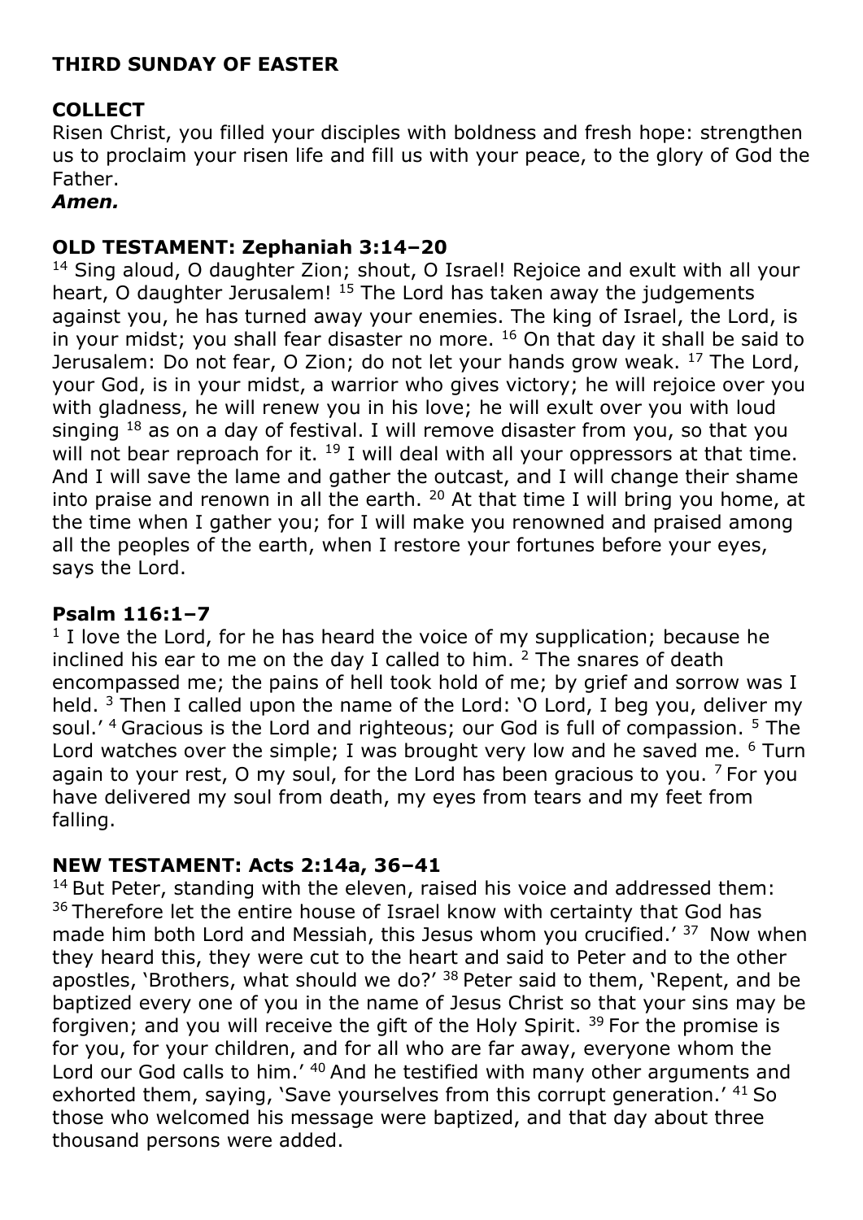## THIRD SUNDAY OF EASTER

**COLLECT**

Risen Christ, you filled your disciples with boldness and fresh hope: strengthen us to proclaim your risen life and fill us with your peace, to the glory of God the Father.

***Amen.***

**OLD TESTAMENT: Zephaniah 3:14–20**

[14] Sing aloud, O daughter Zion; shout, O Israel! Rejoice and exult with all your heart, O daughter Jerusalem! [15] The Lord has taken away the judgements against you, he has turned away your enemies. The king of Israel, the Lord, is in your midst; you shall fear disaster no more. [16] On that day it shall be said to Jerusalem: Do not fear, O Zion; do not let your hands grow weak. [17] The Lord, your God, is in your midst, a warrior who gives victory; he will rejoice over you with gladness, he will renew you in his love; he will exult over you with loud singing [18] as on a day of festival. I will remove disaster from you, so that you will not bear reproach for it. [19] I will deal with all your oppressors at that time. And I will save the lame and gather the outcast, and I will change their shame into praise and renown in all the earth. [20] At that time I will bring you home, at the time when I gather you; for I will make you renowned and praised among all the peoples of the earth, when I restore your fortunes before your eyes, says the Lord.

**Psalm 116:1–7**

[1] I love the Lord, for he has heard the voice of my supplication; because he inclined his ear to me on the day I called to him. [2] The snares of death encompassed me; the pains of hell took hold of me; by grief and sorrow was I held. [3] Then I called upon the name of the Lord: 'O Lord, I beg you, deliver my soul.' [4] Gracious is the Lord and righteous; our God is full of compassion. [5] The Lord watches over the simple; I was brought very low and he saved me. [6] Turn again to your rest, O my soul, for the Lord has been gracious to you. [7] For you have delivered my soul from death, my eyes from tears and my feet from falling.

**NEW TESTAMENT: Acts 2:14a, 36–41**

[14] But Peter, standing with the eleven, raised his voice and addressed them: [36] Therefore let the entire house of Israel know with certainty that God has made him both Lord and Messiah, this Jesus whom you crucified.' [37] Now when they heard this, they were cut to the heart and said to Peter and to the other apostles, 'Brothers, what should we do?' [38] Peter said to them, 'Repent, and be baptized every one of you in the name of Jesus Christ so that your sins may be forgiven; and you will receive the gift of the Holy Spirit. [39] For the promise is for you, for your children, and for all who are far away, everyone whom the Lord our God calls to him.' [40] And he testified with many other arguments and exhorted them, saying, 'Save yourselves from this corrupt generation.' [41] So those who welcomed his message were baptized, and that day about three thousand persons were added.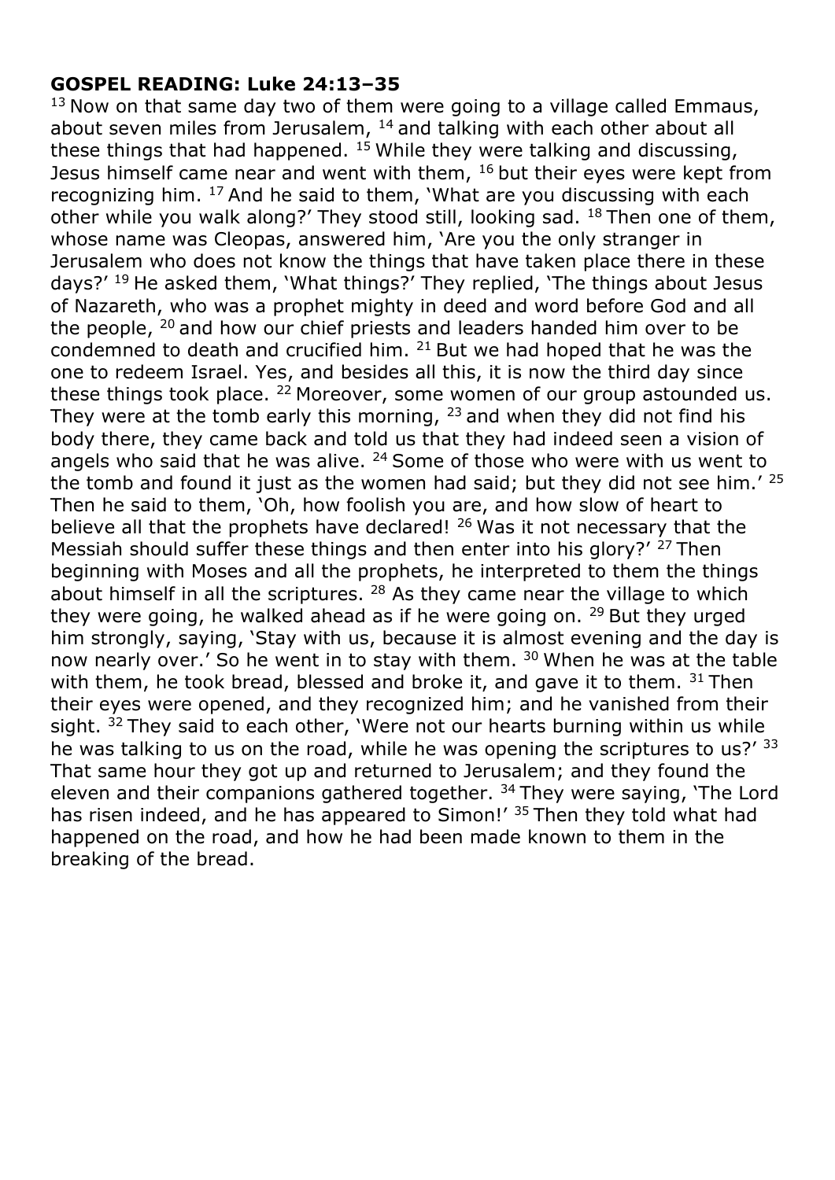**GOSPEL READING: Luke 24:13–35**

[13] Now on that same day two of them were going to a village called Emmaus, about seven miles from Jerusalem, [14] and talking with each other about all these things that had happened. [15] While they were talking and discussing, Jesus himself came near and went with them, [16] but their eyes were kept from recognizing him. [17] And he said to them, 'What are you discussing with each other while you walk along?' They stood still, looking sad. [18] Then one of them, whose name was Cleopas, answered him, 'Are you the only stranger in Jerusalem who does not know the things that have taken place there in these days?' [19] He asked them, 'What things?' They replied, 'The things about Jesus of Nazareth, who was a prophet mighty in deed and word before God and all the people, [20] and how our chief priests and leaders handed him over to be condemned to death and crucified him. [21] But we had hoped that he was the one to redeem Israel. Yes, and besides all this, it is now the third day since these things took place. [22] Moreover, some women of our group astounded us. They were at the tomb early this morning, [23] and when they did not find his body there, they came back and told us that they had indeed seen a vision of angels who said that he was alive. [24] Some of those who were with us went to the tomb and found it just as the women had said; but they did not see him.' [25] Then he said to them, 'Oh, how foolish you are, and how slow of heart to believe all that the prophets have declared! [26] Was it not necessary that the Messiah should suffer these things and then enter into his glory?' [27] Then beginning with Moses and all the prophets, he interpreted to them the things about himself in all the scriptures. [28] As they came near the village to which they were going, he walked ahead as if he were going on. [29] But they urged him strongly, saying, 'Stay with us, because it is almost evening and the day is now nearly over.' So he went in to stay with them. [30] When he was at the table with them, he took bread, blessed and broke it, and gave it to them. [31] Then their eyes were opened, and they recognized him; and he vanished from their sight. [32] They said to each other, 'Were not our hearts burning within us while he was talking to us on the road, while he was opening the scriptures to us?' [33] That same hour they got up and returned to Jerusalem; and they found the eleven and their companions gathered together. [34] They were saying, 'The Lord has risen indeed, and he has appeared to Simon!' [35] Then they told what had happened on the road, and how he had been made known to them in the breaking of the bread.